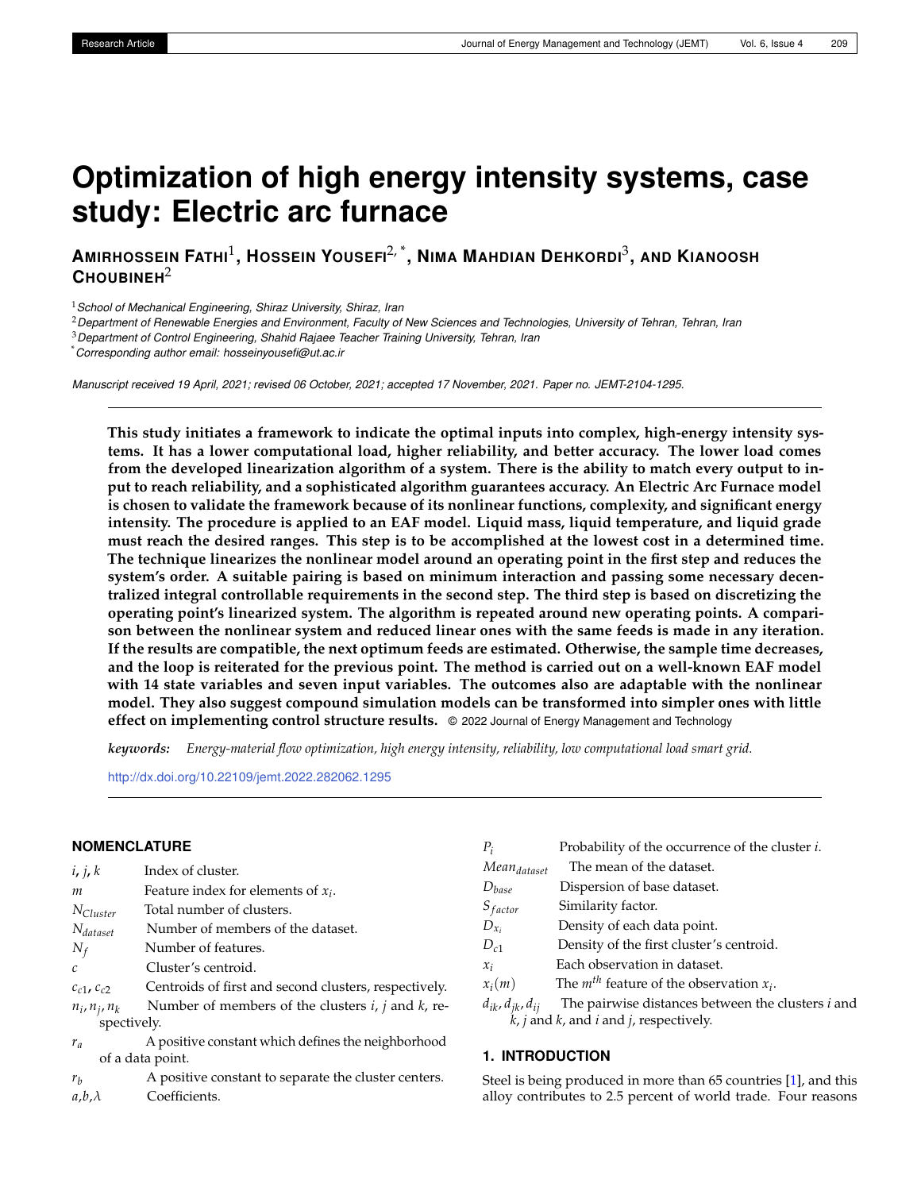# Optimization of high energy intensity systems, case study: Electric arc furnace

**Amirhossein Fathi**[1], **Hossein Yousefi**[2,*], **Nima Mahdian Dehkordi**[3], **and Kianoosh Choubineh**[2]

[1] *School of Mechanical Engineering, Shiraz University, Shiraz, Iran*

[2] *Department of Renewable Energies and Environment, Faculty of New Sciences and Technologies, University of Tehran, Tehran, Iran*

[3] *Department of Control Engineering, Shahid Rajaee Teacher Training University, Tehran, Iran*

[*] *Corresponding author email: hosseinyousefi@ut.ac.ir*

*Manuscript received 19 April, 2021; revised 06 October, 2021; accepted 17 November, 2021. Paper no. JEMT-2104-1295.*

**This study initiates a framework to indicate the optimal inputs into complex, high-energy intensity systems. It has a lower computational load, higher reliability, and better accuracy. The lower load comes from the developed linearization algorithm of a system. There is the ability to match every output to input to reach reliability, and a sophisticated algorithm guarantees accuracy. An Electric Arc Furnace model is chosen to validate the framework because of its nonlinear functions, complexity, and significant energy intensity. The procedure is applied to an EAF model. Liquid mass, liquid temperature, and liquid grade must reach the desired ranges. This step is to be accomplished at the lowest cost in a determined time. The technique linearizes the nonlinear model around an operating point in the first step and reduces the system's order. A suitable pairing is based on minimum interaction and passing some necessary decentralized integral controllable requirements in the second step. The third step is based on discretizing the operating point's linearized system. The algorithm is repeated around new operating points. A comparison between the nonlinear system and reduced linear ones with the same feeds is made in any iteration. If the results are compatible, the next optimum feeds are estimated. Otherwise, the sample time decreases, and the loop is reiterated for the previous point. The method is carried out on a well-known EAF model with 14 state variables and seven input variables. The outcomes also are adaptable with the nonlinear model. They also suggest compound simulation models can be transformed into simpler ones with little effect on implementing control structure results.** © 2022 Journal of Energy Management and Technology

***keywords:*** *Energy-material flow optimization, high energy intensity, reliability, low computational load smart grid.*

http://dx.doi.org/10.22109/jemt.2022.282062.1295

## NOMENCLATURE

| | |
|---|---|
| $i$, $j$, $k$ | Index of cluster. |
| $m$ | Feature index for elements of $x_i$. |
| $N_{Cluster}$ | Total number of clusters. |
| $N_{dataset}$ | Number of members of the dataset. |
| $N_f$ | Number of features. |
| $c$ | Cluster's centroid. |
| $c_{c1}$, $c_{c2}$ | Centroids of first and second clusters, respectively. |
| $n_i$, $n_j$, $n_k$ | Number of members of the clusters $i$, $j$ and $k$, respectively. |
| $r_a$ | A positive constant which defines the neighborhood of a data point. |
| $r_b$ | A positive constant to separate the cluster centers. |
| $a$,$b$,$\lambda$ | Coefficients. |
| $P_i$ | Probability of the occurrence of the cluster $i$. |
| $Mean_{dataset}$ | The mean of the dataset. |
| $D_{base}$ | Dispersion of base dataset. |
| $S_{factor}$ | Similarity factor. |
| $D_{x_i}$ | Density of each data point. |
| $D_{c1}$ | Density of the first cluster's centroid. |
| $x_i$ | Each observation in dataset. |
| $x_i(m)$ | The $m^{th}$ feature of the observation $x_i$. |
| $d_{ik}$, $d_{jk}$, $d_{ij}$ | The pairwise distances between the clusters $i$ and $k$, $j$ and $k$, and $i$ and $j$, respectively. |

## 1. INTRODUCTION

Steel is being produced in more than 65 countries [1], and this alloy contributes to 2.5 percent of world trade. Four reasons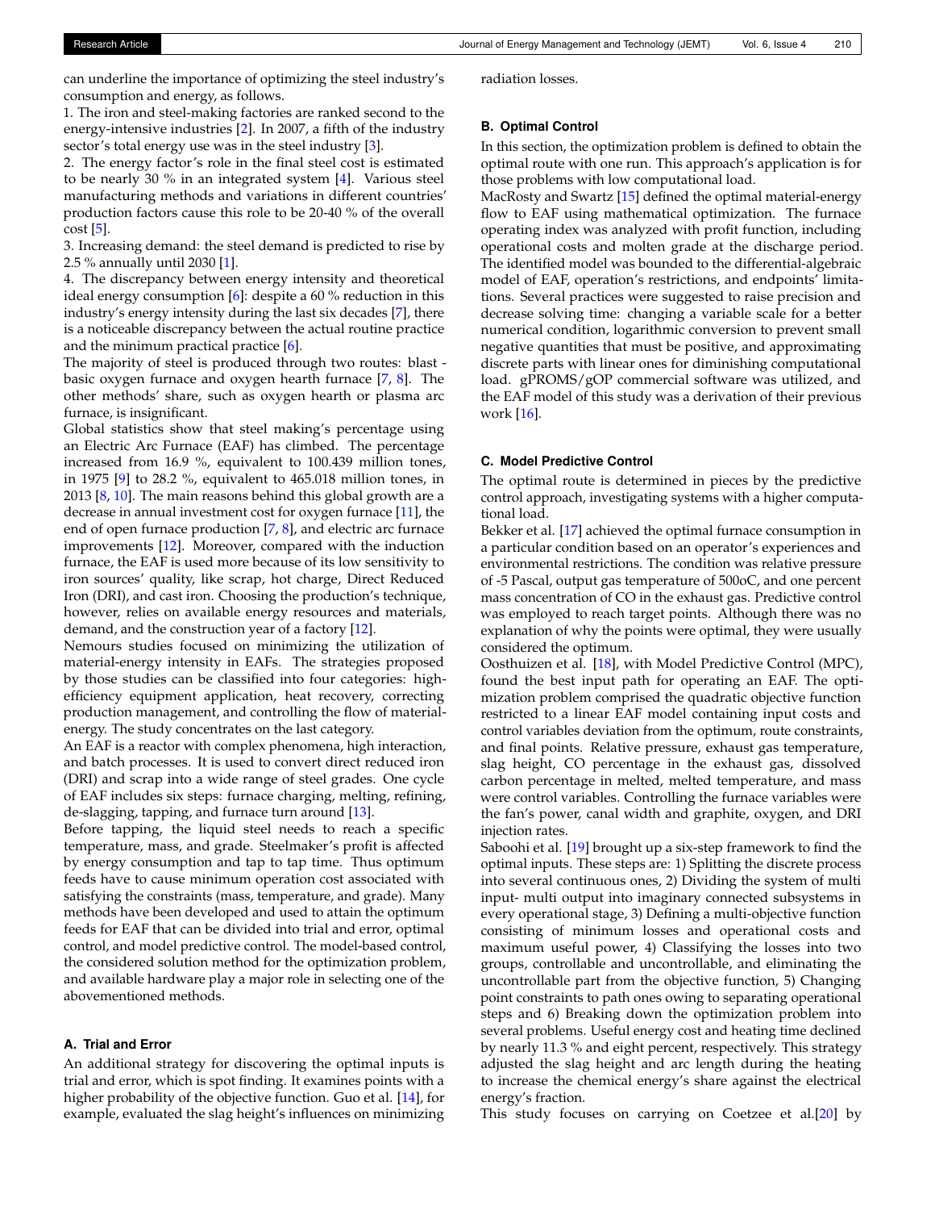can underline the importance of optimizing the steel industry's consumption and energy, as follows.

1. The iron and steel-making factories are ranked second to the energy-intensive industries [2]. In 2007, a fifth of the industry sector's total energy use was in the steel industry [3].
2. The energy factor's role in the final steel cost is estimated to be nearly 30 % in an integrated system [4]. Various steel manufacturing methods and variations in different countries' production factors cause this role to be 20-40 % of the overall cost [5].
3. Increasing demand: the steel demand is predicted to rise by 2.5 % annually until 2030 [1].
4. The discrepancy between energy intensity and theoretical ideal energy consumption [6]: despite a 60 % reduction in this industry's energy intensity during the last six decades [7], there is a noticeable discrepancy between the actual routine practice and the minimum practical practice [6].

The majority of steel is produced through two routes: blast - basic oxygen furnace and oxygen hearth furnace [7, 8]. The other methods' share, such as oxygen hearth or plasma arc furnace, is insignificant.

Global statistics show that steel making's percentage using an Electric Arc Furnace (EAF) has climbed. The percentage increased from 16.9 %, equivalent to 100.439 million tones, in 1975 [9] to 28.2 %, equivalent to 465.018 million tones, in 2013 [8, 10]. The main reasons behind this global growth are a decrease in annual investment cost for oxygen furnace [11], the end of open furnace production [7, 8], and electric arc furnace improvements [12]. Moreover, compared with the induction furnace, the EAF is used more because of its low sensitivity to iron sources' quality, like scrap, hot charge, Direct Reduced Iron (DRI), and cast iron. Choosing the production's technique, however, relies on available energy resources and materials, demand, and the construction year of a factory [12].

Nemours studies focused on minimizing the utilization of material-energy intensity in EAFs. The strategies proposed by those studies can be classified into four categories: high-efficiency equipment application, heat recovery, correcting production management, and controlling the flow of material-energy. The study concentrates on the last category.

An EAF is a reactor with complex phenomena, high interaction, and batch processes. It is used to convert direct reduced iron (DRI) and scrap into a wide range of steel grades. One cycle of EAF includes six steps: furnace charging, melting, refining, de-slagging, tapping, and furnace turn around [13].

Before tapping, the liquid steel needs to reach a specific temperature, mass, and grade. Steelmaker's profit is affected by energy consumption and tap to tap time. Thus optimum feeds have to cause minimum operation cost associated with satisfying the constraints (mass, temperature, and grade). Many methods have been developed and used to attain the optimum feeds for EAF that can be divided into trial and error, optimal control, and model predictive control. The model-based control, the considered solution method for the optimization problem, and available hardware play a major role in selecting one of the abovementioned methods.

### A. Trial and Error

An additional strategy for discovering the optimal inputs is trial and error, which is spot finding. It examines points with a higher probability of the objective function. Guo et al. [14], for example, evaluated the slag height's influences on minimizing radiation losses.

### B. Optimal Control

In this section, the optimization problem is defined to obtain the optimal route with one run. This approach's application is for those problems with low computational load.

MacRosty and Swartz [15] defined the optimal material-energy flow to EAF using mathematical optimization. The furnace operating index was analyzed with profit function, including operational costs and molten grade at the discharge period. The identified model was bounded to the differential-algebraic model of EAF, operation's restrictions, and endpoints' limitations. Several practices were suggested to raise precision and decrease solving time: changing a variable scale for a better numerical condition, logarithmic conversion to prevent small negative quantities that must be positive, and approximating discrete parts with linear ones for diminishing computational load. gPROMS/gOP commercial software was utilized, and the EAF model of this study was a derivation of their previous work [16].

### C. Model Predictive Control

The optimal route is determined in pieces by the predictive control approach, investigating systems with a higher computational load.

Bekker et al. [17] achieved the optimal furnace consumption in a particular condition based on an operator's experiences and environmental restrictions. The condition was relative pressure of -5 Pascal, output gas temperature of 500oC, and one percent mass concentration of CO in the exhaust gas. Predictive control was employed to reach target points. Although there was no explanation of why the points were optimal, they were usually considered the optimum.

Oosthuizen et al. [18], with Model Predictive Control (MPC), found the best input path for operating an EAF. The optimization problem comprised the quadratic objective function restricted to a linear EAF model containing input costs and control variables deviation from the optimum, route constraints, and final points. Relative pressure, exhaust gas temperature, slag height, CO percentage in the exhaust gas, dissolved carbon percentage in melted, melted temperature, and mass were control variables. Controlling the furnace variables were the fan's power, canal width and graphite, oxygen, and DRI injection rates.

Saboohi et al. [19] brought up a six-step framework to find the optimal inputs. These steps are: 1) Splitting the discrete process into several continuous ones, 2) Dividing the system of multi input- multi output into imaginary connected subsystems in every operational stage, 3) Defining a multi-objective function consisting of minimum losses and operational costs and maximum useful power, 4) Classifying the losses into two groups, controllable and uncontrollable, and eliminating the uncontrollable part from the objective function, 5) Changing point constraints to path ones owing to separating operational steps and 6) Breaking down the optimization problem into several problems. Useful energy cost and heating time declined by nearly 11.3 % and eight percent, respectively. This strategy adjusted the slag height and arc length during the heating to increase the chemical energy's share against the electrical energy's fraction.

This study focuses on carrying on Coetzee et al.[20] by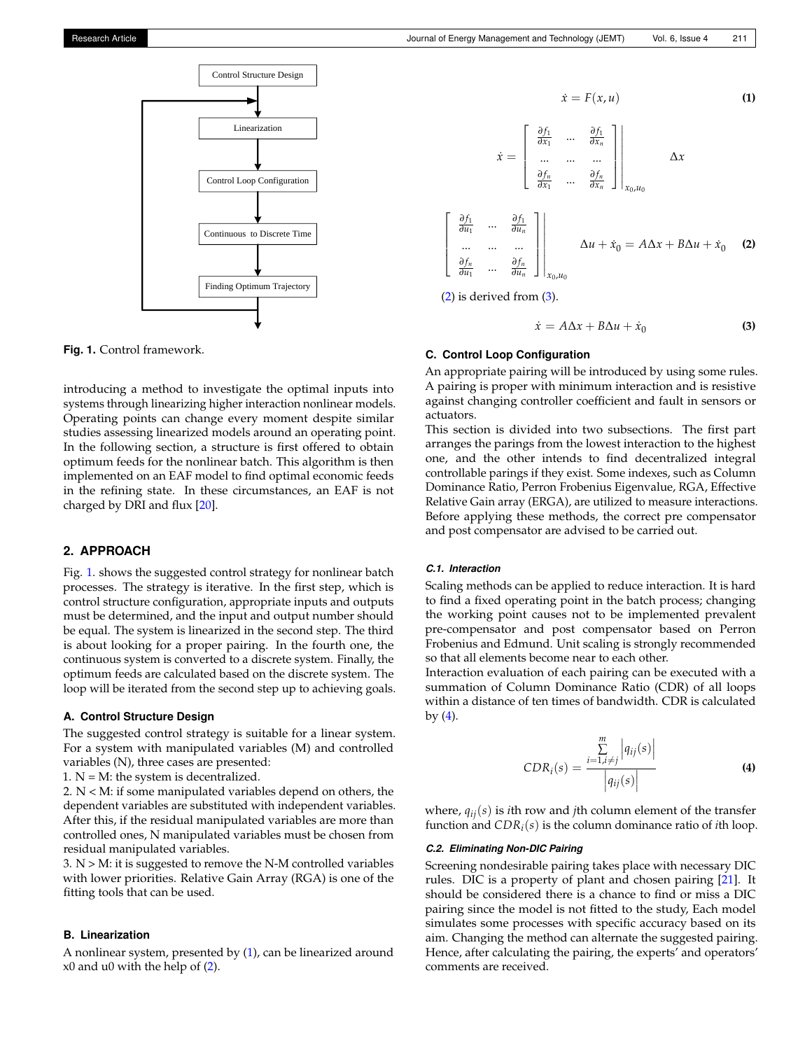Control Structure Design

Linearization

Control Loop Configuration

Continuous to Discrete Time

Finding Optimum Trajectory

**Fig. 1.** Control framework.

introducing a method to investigate the optimal inputs into systems through linearizing higher interaction nonlinear models. Operating points can change every moment despite similar studies assessing linearized models around an operating point. In the following section, a structure is first offered to obtain optimum feeds for the nonlinear batch. This algorithm is then implemented on an EAF model to find optimal economic feeds in the refining state. In these circumstances, an EAF is not charged by DRI and flux [20].

## 2. APPROACH

Fig. 1. shows the suggested control strategy for nonlinear batch processes. The strategy is iterative. In the first step, which is control structure configuration, appropriate inputs and outputs must be determined, and the input and output number should be equal. The system is linearized in the second step. The third is about looking for a proper pairing. In the fourth one, the continuous system is converted to a discrete system. Finally, the optimum feeds are calculated based on the discrete system. The loop will be iterated from the second step up to achieving goals.

### A. Control Structure Design

The suggested control strategy is suitable for a linear system. For a system with manipulated variables (M) and controlled variables (N), three cases are presented:

1. N = M: the system is decentralized.
2. N < M: if some manipulated variables depend on others, the dependent variables are substituted with independent variables. After this, if the residual manipulated variables are more than controlled ones, N manipulated variables must be chosen from residual manipulated variables.
3. N > M: it is suggested to remove the N-M controlled variables with lower priorities. Relative Gain Array (RGA) is one of the fitting tools that can be used.

### B. Linearization

A nonlinear system, presented by (1), can be linearized around x0 and u0 with the help of (2).

$$\dot{x} = F(x, u) \tag{1}$$

$$\dot{x} = \left[ \begin{array}{ccc} \frac{\partial f_1}{\partial x_1} & \dots & \frac{\partial f_1}{\partial x_n} \\ \dots & \dots & \dots \\ \frac{\partial f_n}{\partial x_1} & \dots & \frac{\partial f_n}{\partial x_n} \end{array} \right] \Bigg|_{x_0, u_0} \Delta x$$

$$\left[ \begin{array}{ccc} \frac{\partial f_1}{\partial u_1} & \dots & \frac{\partial f_1}{\partial u_n} \\ \dots & \dots & \dots \\ \frac{\partial f_n}{\partial u_1} & \dots & \frac{\partial f_n}{\partial u_n} \end{array} \right] \Bigg|_{x_0, u_0} \Delta u + \dot{x}_0 = A\Delta x + B\Delta u + \dot{x}_0 \tag{2}$$

(2) is derived from (3).

$$\dot{x} = A\Delta x + B\Delta u + \dot{x}_0 \tag{3}$$

### C. Control Loop Configuration

An appropriate pairing will be introduced by using some rules. A pairing is proper with minimum interaction and is resistive against changing controller coefficient and fault in sensors or actuators.

This section is divided into two subsections. The first part arranges the parings from the lowest interaction to the highest one, and the other intends to find decentralized integral controllable parings if they exist. Some indexes, such as Column Dominance Ratio, Perron Frobenius Eigenvalue, RGA, Effective Relative Gain array (ERGA), are utilized to measure interactions. Before applying these methods, the correct pre compensator and post compensator are advised to be carried out.

#### C.1. Interaction

Scaling methods can be applied to reduce interaction. It is hard to find a fixed operating point in the batch process; changing the working point causes not to be implemented prevalent pre-compensator and post compensator based on Perron Frobenius and Edmund. Unit scaling is strongly recommended so that all elements become near to each other.

Interaction evaluation of each pairing can be executed with a summation of Column Dominance Ratio (CDR) of all loops within a distance of ten times of bandwidth. CDR is calculated by (4).

$$CDR_i(s) = \frac{\sum_{i=1, i \neq j}^{m} \left| q_{ij}(s) \right|}{\left| q_{ij}(s) \right|} \tag{4}$$

where, $q_{ij}(s)$ is $i$th row and $j$th column element of the transfer function and $CDR_i(s)$ is the column dominance ratio of $i$th loop.

#### C.2. Eliminating Non-DIC Pairing

Screening nondesirable pairing takes place with necessary DIC rules. DIC is a property of plant and chosen pairing [21]. It should be considered there is a chance to find or miss a DIC pairing since the model is not fitted to the study, Each model simulates some process with specific accuracy based on its aim. Changing the method can alternate the suggested pairing. Hence, after calculating the pairing, the experts' and operators' comments are received.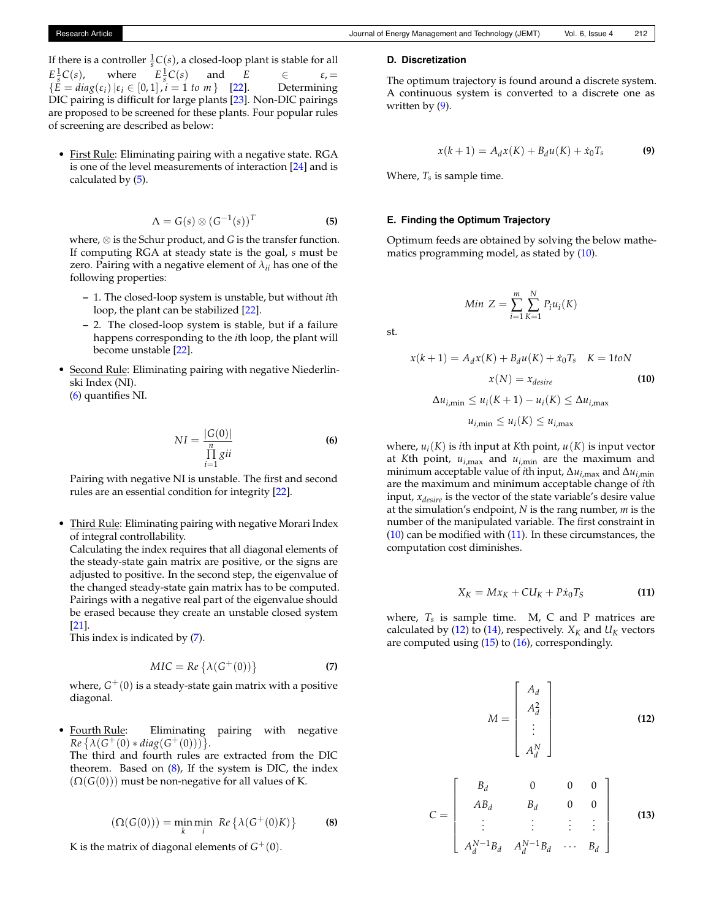If there is a controller $\frac{1}{s}C(s)$, a closed-loop plant is stable for all $E\frac{1}{s}C(s)$, where $E\frac{1}{s}C(s)$ and $E \in \varepsilon, = \{E = diag(\varepsilon_i) \,|\varepsilon_i \in [0,1], i = 1 \text{ to } m\}$ [22]. Determining DIC pairing is difficult for large plants [23]. Non-DIC pairings are proposed to be screened for these plants. Four popular rules of screening are described as below:

- First Rule: Eliminating pairing with a negative state. RGA is one of the level measurements of interaction [24] and is calculated by (5).

$$\Lambda = G(s) \otimes (G^{-1}(s))^T \tag{5}$$

where, $\otimes$ is the Schur product, and $G$ is the transfer function. If computing RGA at steady state is the goal, $s$ must be zero. Pairing with a negative element of $\lambda_{ii}$ has one of the following properties:

  - 1. The closed-loop system is unstable, but without $i$th loop, the plant can be stabilized [22].
  - 2. The closed-loop system is stable, but if a failure happens corresponding to the $i$th loop, the plant will become unstable [22].

- Second Rule: Eliminating pairing with negative Niederlinski Index (NI).
(6) quantifies NI.

$$NI = \frac{|G(0)|}{\prod_{i=1}^{n} gii} \tag{6}$$

Pairing with negative NI is unstable. The first and second rules are an essential condition for integrity [22].

- Third Rule: Eliminating pairing with negative Morari Index of integral controllability.
Calculating the index requires that all diagonal elements of the steady-state gain matrix are positive, or the signs are adjusted to positive. In the second step, the eigenvalue of the changed steady-state gain matrix has to be computed. Pairings with a negative real part of the eigenvalue should be erased because they create an unstable closed system [21].
This index is indicated by (7).

$$MIC = Re\left\{\lambda(G^{+}(0))\right\} \tag{7}$$

where, $G^{+}(0)$ is a steady-state gain matrix with a positive diagonal.

- Fourth Rule: Eliminating pairing with negative $Re\left\{\lambda(G^{+}(0) * diag(G^{+}(0)))\right\}$.
The third and fourth rules are extracted from the DIC theorem. Based on (8), If the system is DIC, the index $(\Omega(G(0)))$ must be non-negative for all values of K.

$$(\Omega(G(0))) = \min_{k} \min_{i} \; Re\left\{\lambda(G^{+}(0)K)\right\} \tag{8}$$

K is the matrix of diagonal elements of $G^{+}(0)$.

### D. Discretization

The optimum trajectory is found around a discrete system. A continuous system is converted to a discrete one as written by (9).

$$x(k+1) = A_d x(K) + B_d u(K) + \dot{x}_0 T_s \tag{9}$$

Where, $T_s$ is sample time.

### E. Finding the Optimum Trajectory

Optimum feeds are obtained by solving the below mathematics programming model, as stated by (10).

$$Min\ Z = \sum_{i=1}^{m} \sum_{K=1}^{N} P_i u_i(K)$$

st.

$$\begin{gathered} x(k+1) = A_d x(K) + B_d u(K) + \dot{x}_0 T_s \quad K = 1toN \\ x(N) = x_{desire} \\ \Delta u_{i,\min} \leq u_i(K+1) - u_i(K) \leq \Delta u_{i,\max} \\ u_{i,\min} \leq u_i(K) \leq u_{i,\max} \end{gathered} \tag{10}$$

where, $u_i(K)$ is $i$th input at $K$th point, $u(K)$ is input vector at $K$th point, $u_{i,\max}$ and $u_{i,\min}$ are the maximum and minimum acceptable value of $i$th input, $\Delta u_{i,\max}$ and $\Delta u_{i,\min}$ are the maximum and minimum acceptable change of $i$th input, $x_{desire}$ is the vector of the state variable's desire value at the simulation's endpoint, $N$ is the rang number, $m$ is the number of the manipulated variable. The first constraint in (10) can be modified with (11). In these circumstances, the computation cost diminishes.

$$X_K = Mx_K + CU_K + P\dot{x}_0 T_S \tag{11}$$

where, $T_s$ is sample time. M, C and P matrices are calculated by (12) to (14), respectively. $X_K$ and $U_K$ vectors are computed using (15) to (16), correspondingly.

$$M = \begin{bmatrix} A_d \\ A_d^2 \\ \vdots \\ A_d^N \end{bmatrix} \tag{12}$$

$$C = \begin{bmatrix} B_d & 0 & 0 & 0 \\ AB_d & B_d & 0 & 0 \\ \vdots & \vdots & \vdots & \vdots \\ A_d^{N-1}B_d & A_d^{N-1}B_d & \cdots & B_d \end{bmatrix} \tag{13}$$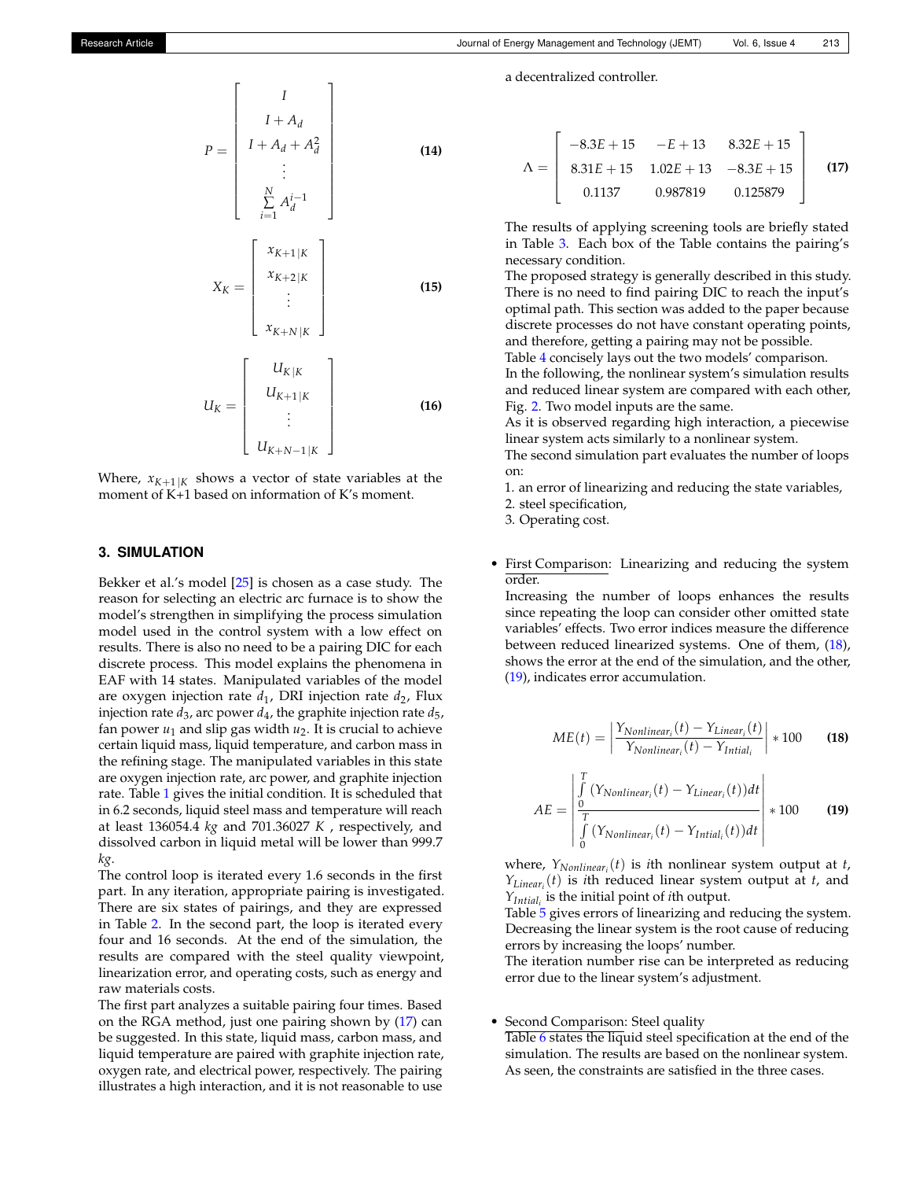$$
P = \begin{bmatrix} I \\ I + A_d \\ I + A_d + A_d^2 \\ \vdots \\ \sum_{i=1}^{N} A_d^{i-1} \end{bmatrix} \tag{14}
$$

$$
X_K = \begin{bmatrix} x_{K+1|K} \\ x_{K+2|K} \\ \vdots \\ x_{K+N|K} \end{bmatrix} \tag{15}
$$

$$
U_K = \begin{bmatrix} U_{K|K} \\ U_{K+1|K} \\ \vdots \\ U_{K+N-1|K} \end{bmatrix} \tag{16}
$$

Where, $x_{K+1|K}$ shows a vector of state variables at the moment of K+1 based on information of K's moment.

## 3. SIMULATION

Bekker et al.'s model [25] is chosen as a case study. The reason for selecting an electric arc furnace is to show the model's strengthen in simplifying the process simulation model used in the control system with a low effect on results. There is also no need to be a pairing DIC for each discrete process. This model explains the phenomena in EAF with 14 states. Manipulated variables of the model are oxygen injection rate $d_1$, DRI injection rate $d_2$, Flux injection rate $d_3$, arc power $d_4$, the graphite injection rate $d_5$, fan power $u_1$ and slip gas width $u_2$. It is crucial to achieve certain liquid mass, liquid temperature, and carbon mass in the refining stage. The manipulated variables in this state are oxygen injection rate, arc power, and graphite injection rate. Table 1 gives the initial condition. It is scheduled that in 6.2 seconds, liquid steel mass and temperature will reach at least 136054.4 *kg* and 701.36027 *K* , respectively, and dissolved carbon in liquid metal will be lower than 999.7 *kg*.

The control loop is iterated every 1.6 seconds in the first part. In any iteration, appropriate pairing is investigated. There are six states of pairings, and they are expressed in Table 2. In the second part, the loop is iterated every four and 16 seconds. At the end of the simulation, the results are compared with the steel quality viewpoint, linearization error, and operating costs, such as energy and raw materials costs.

The first part analyzes a suitable pairing four times. Based on the RGA method, just one pairing shown by (17) can be suggested. In this state, liquid mass, carbon mass, and liquid temperature are paired with graphite injection rate, oxygen rate, and electrical power, respectively. The pairing illustrates a high interaction, and it is not reasonable to use a decentralized controller.

$$
\Lambda = \begin{bmatrix} -8.3E+15 & -E+13 & 8.32E+15 \\ 8.31E+15 & 1.02E+13 & -8.3E+15 \\ 0.1137 & 0.987819 & 0.125879 \end{bmatrix} \tag{17}
$$

The results of applying screening tools are briefly stated in Table 3. Each box of the Table contains the pairing's necessary condition.

The proposed strategy is generally described in this study. There is no need to find pairing DIC to reach the input's optimal path. This section was added to the paper because discrete processes do not have constant operating points, and therefore, getting a pairing may not be possible.

Table 4 concisely lays out the two models' comparison.

In the following, the nonlinear system's simulation results and reduced linear system are compared with each other, Fig. 2. Two model inputs are the same.

As it is observed regarding high interaction, a piecewise linear system acts similarly to a nonlinear system.

The second simulation part evaluates the number of loops on:

1. an error of linearizing and reducing the state variables,
2. steel specification,
3. Operating cost.

- First Comparison: Linearizing and reducing the system order.

  Increasing the number of loops enhances the results since repeating the loop can consider other omitted state variables' effects. Two error indices measure the difference between reduced linearized systems. One of them, (18), shows the error at the end of the simulation, and the other, (19), indicates error accumulation.

$$
ME(t) = \left| \frac{Y_{Nonlinear_i}(t) - Y_{Linear_i}(t)}{Y_{Nonlinear_i}(t) - Y_{Intial_i}} \right| * 100 \tag{18}
$$

$$
AE = \left| \frac{\int_0^T (Y_{Nonlinear_i}(t) - Y_{Linear_i}(t))dt}{\int_0^T (Y_{Nonlinear_i}(t) - Y_{Intial_i}(t))dt} \right| * 100 \tag{19}
$$

  where, $Y_{Nonlinear_i}(t)$ is $i$th nonlinear system output at $t$, $Y_{Linear_i}(t)$ is $i$th reduced linear system output at $t$, and $Y_{Intial_i}$ is the initial point of $i$th output.

  Table 5 gives errors of linearizing and reducing the system. Decreasing the linear system is the root cause of reducing errors by increasing the loops' number.

  The iteration number rise can be interpreted as reducing error due to the linear system's adjustment.

- Second Comparison: Steel quality

  Table 6 states the liquid steel specification at the end of the simulation. The results are based on the nonlinear system. As seen, the constraints are satisfied in the three cases.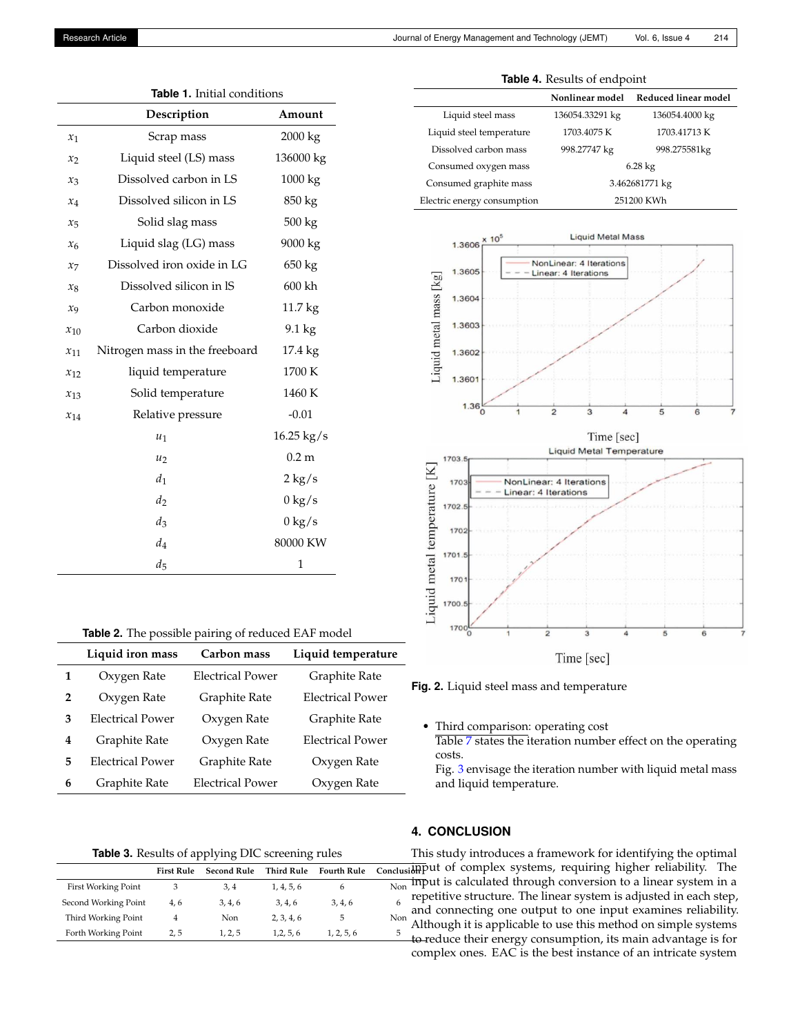**Table 1.** Initial conditions

| | Description | Amount |
|---|---|---|
| $x_1$ | Scrap mass | 2000 kg |
| $x_2$ | Liquid steel (LS) mass | 136000 kg |
| $x_3$ | Dissolved carbon in LS | 1000 kg |
| $x_4$ | Dissolved silicon in LS | 850 kg |
| $x_5$ | Solid slag mass | 500 kg |
| $x_6$ | Liquid slag (LG) mass | 9000 kg |
| $x_7$ | Dissolved iron oxide in LG | 650 kg |
| $x_8$ | Dissolved silicon in lS | 600 kh |
| $x_9$ | Carbon monoxide | 11.7 kg |
| $x_{10}$ | Carbon dioxide | 9.1 kg |
| $x_{11}$ | Nitrogen mass in the freeboard | 17.4 kg |
| $x_{12}$ | liquid temperature | 1700 K |
| $x_{13}$ | Solid temperature | 1460 K |
| $x_{14}$ | Relative pressure | -0.01 |
| | $u_1$ | 16.25 kg/s |
| | $u_2$ | 0.2 m |
| | $d_1$ | 2 kg/s |
| | $d_2$ | 0 kg/s |
| | $d_3$ | 0 kg/s |
| | $d_4$ | 80000 KW |
| | $d_5$ | 1 |

**Table 2.** The possible pairing of reduced EAF model

| | Liquid iron mass | Carbon mass | Liquid temperature |
|---|---|---|---|
| 1 | Oxygen Rate | Electrical Power | Graphite Rate |
| 2 | Oxygen Rate | Graphite Rate | Electrical Power |
| 3 | Electrical Power | Oxygen Rate | Graphite Rate |
| 4 | Graphite Rate | Oxygen Rate | Electrical Power |
| 5 | Electrical Power | Graphite Rate | Oxygen Rate |
| 6 | Graphite Rate | Electrical Power | Oxygen Rate |

**Table 3.** Results of applying DIC screening rules

| | First Rule | Second Rule | Third Rule | Fourth Rule | Conclusion |
|---|---|---|---|---|---|
| First Working Point | 3 | 3, 4 | 1, 4, 5, 6 | 6 | Non |
| Second Working Point | 4, 6 | 3, 4, 6 | 3, 4, 6 | 3, 4, 6 | 6 |
| Third Working Point | 4 | Non | 2, 3, 4, 6 | 5 | Non |
| Forth Working Point | 2, 5 | 1, 2, 5 | 1,2, 5, 6 | 1, 2, 5, 6 | 5 |

**Table 4.** Results of endpoint

| | Nonlinear model | Reduced linear model |
|---|---|---|
| Liquid steel mass | 136054.33291 kg | 136054.4000 kg |
| Liquid steel temperature | 1703.4075 K | 1703.41713 K |
| Dissolved carbon mass | 998.27747 kg | 998.275581kg |
| Consumed oxygen mass | 6.28 kg | |
| Consumed graphite mass | 3.462681771 kg | |
| Electric energy consumption | 251200 KWh | |

**Fig. 2.** Liquid steel mass and temperature

- Third comparison: operating cost
  Table 7 states the iteration number effect on the operating costs.
  Fig. 3 envisage the iteration number with liquid metal mass and liquid temperature.

## 4. CONCLUSION

This study introduces a framework for identifying the optimal input of complex systems, requiring higher reliability. The input is calculated through conversion to a linear system in a repetitive structure. The linear system is adjusted in each step, and connecting one output to one input examines reliability. Although it is applicable to use this method on simple systems to reduce their energy consumption, its main advantage is for complex ones. EAC is the best instance of an intricate system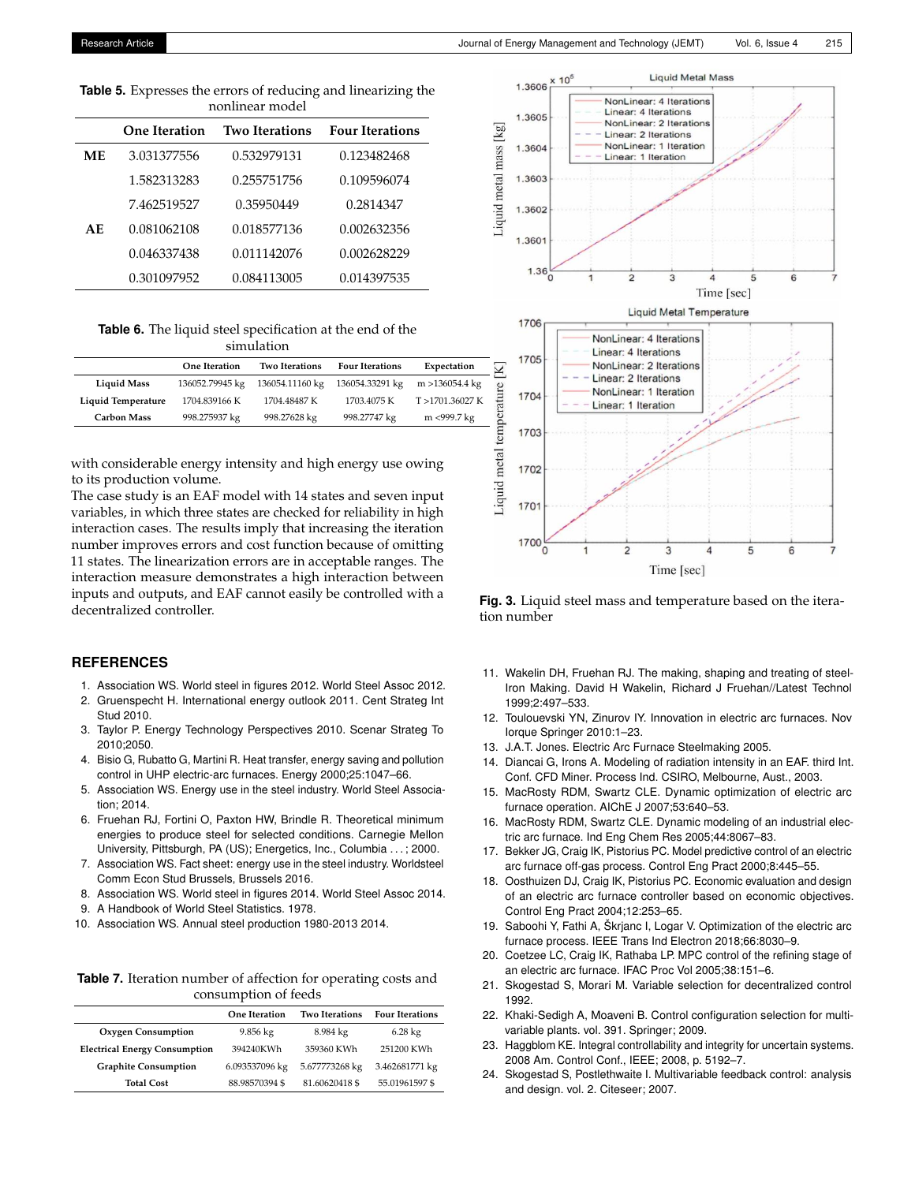**Table 5.** Expresses the errors of reducing and linearizing the nonlinear model

| | One Iteration | Two Iterations | Four Iterations |
|---|---|---|---|
| **ME** | 3.031377556 | 0.532979131 | 0.123482468 |
| | 1.582313283 | 0.255751756 | 0.109596074 |
| | 7.462519527 | 0.35950449 | 0.2814347 |
| **AE** | 0.081062108 | 0.018577136 | 0.002632356 |
| | 0.046337438 | 0.011142076 | 0.002628229 |
| | 0.301097952 | 0.084113005 | 0.014397535 |

**Table 6.** The liquid steel specification at the end of the simulation

| | One Iteration | Two Iterations | Four Iterations | Expectation |
|---|---|---|---|---|
| **Liquid Mass** | 136052.79945 kg | 136054.11160 kg | 136054.33291 kg | m >136054.4 kg |
| **Liquid Temperature** | 1704.839166 K | 1704.48487 K | 1703.4075 K | T >1701.36027 K |
| **Carbon Mass** | 998.275937 kg | 998.27628 kg | 998.27747 kg | m <999.7 kg |

with considerable energy intensity and high energy use owing to its production volume.

The case study is an EAF model with 14 states and seven input variables, in which three states are checked for reliability in high interaction cases. The results imply that increasing the iteration number improves errors and cost function because of omitting 11 states. The linearization errors are in acceptable ranges. The interaction measure demonstrates a high interaction between inputs and outputs, and EAF cannot easily be controlled with a decentralized controller.

**Fig. 3.** Liquid steel mass and temperature based on the iteration number

## REFERENCES

1. Association WS. World steel in figures 2012. World Steel Assoc 2012.
2. Gruenspecht H. International energy outlook 2011. Cent Strateg Int Stud 2010.
3. Taylor P. Energy Technology Perspectives 2010. Scenar Strateg To 2010;2050.
4. Bisio G, Rubatto G, Martini R. Heat transfer, energy saving and pollution control in UHP electric-arc furnaces. Energy 2000;25:1047–66.
5. Association WS. Energy use in the steel industry. World Steel Association; 2014.
6. Fruehan RJ, Fortini O, Paxton HW, Brindle R. Theoretical minimum energies to produce steel for selected conditions. Carnegie Mellon University, Pittsburgh, PA (US); Energetics, Inc., Columbia . . . ; 2000.
7. Association WS. Fact sheet: energy use in the steel industry. Worldsteel Comm Econ Stud Brussels, Brussels 2016.
8. Association WS. World steel in figures 2014. World Steel Assoc 2014.
9. A Handbook of World Steel Statistics. 1978.
10. Association WS. Annual steel production 1980-2013 2014.
11. Wakelin DH, Fruehan RJ. The making, shaping and treating of steel-Iron Making. David H Wakelin, Richard J Fruehan//Latest Technol 1999;2:497–533.
12. Toulouevski YN, Zinurov IY. Innovation in electric arc furnaces. Nov Iorque Springer 2010:1–23.
13. J.A.T. Jones. Electric Arc Furnace Steelmaking 2005.
14. Diancai G, Irons A. Modeling of radiation intensity in an EAF. third Int. Conf. CFD Miner. Process Ind. CSIRO, Melbourne, Aust., 2003.
15. MacRosty RDM, Swartz CLE. Dynamic optimization of electric arc furnace operation. AIChE J 2007;53:640–53.
16. MacRosty RDM, Swartz CLE. Dynamic modeling of an industrial electric arc furnace. Ind Eng Chem Res 2005;44:8067–83.
17. Bekker JG, Craig IK, Pistorius PC. Model predictive control of an electric arc furnace off-gas process. Control Eng Pract 2000;8:445–55.
18. Oosthuizen DJ, Craig IK, Pistorius PC. Economic evaluation and design of an electric arc furnace controller based on economic objectives. Control Eng Pract 2004;12:253–65.
19. Saboohi Y, Fathi A, Škrjanc I, Logar V. Optimization of the electric arc furnace process. IEEE Trans Ind Electron 2018;66:8030–9.
20. Coetzee LC, Craig IK, Rathaba LP. MPC control of the refining stage of an electric arc furnace. IFAC Proc Vol 2005;38:151–6.
21. Skogestad S, Morari M. Variable selection for decentralized control 1992.
22. Khaki-Sedigh A, Moaveni B. Control configuration selection for multivariable plants. vol. 391. Springer; 2009.
23. Haggblom KE. Integral controllability and integrity for uncertain systems. 2008 Am. Control Conf., IEEE; 2008, p. 5192–7.
24. Skogestad S, Postlethwaite I. Multivariable feedback control: analysis and design. vol. 2. Citeseer; 2007.

**Table 7.** Iteration number of affection for operating costs and consumption of feeds

| | One Iteration | Two Iterations | Four Iterations |
|---|---|---|---|
| **Oxygen Consumption** | 9.856 kg | 8.984 kg | 6.28 kg |
| **Electrical Energy Consumption** | 394240KWh | 359360 KWh | 251200 KWh |
| **Graphite Consumption** | 6.093537096 kg | 5.677773268 kg | 3.462681771 kg |
| **Total Cost** | 88.98570394 $ | 81.60620418 $ | 55.01961597 $ |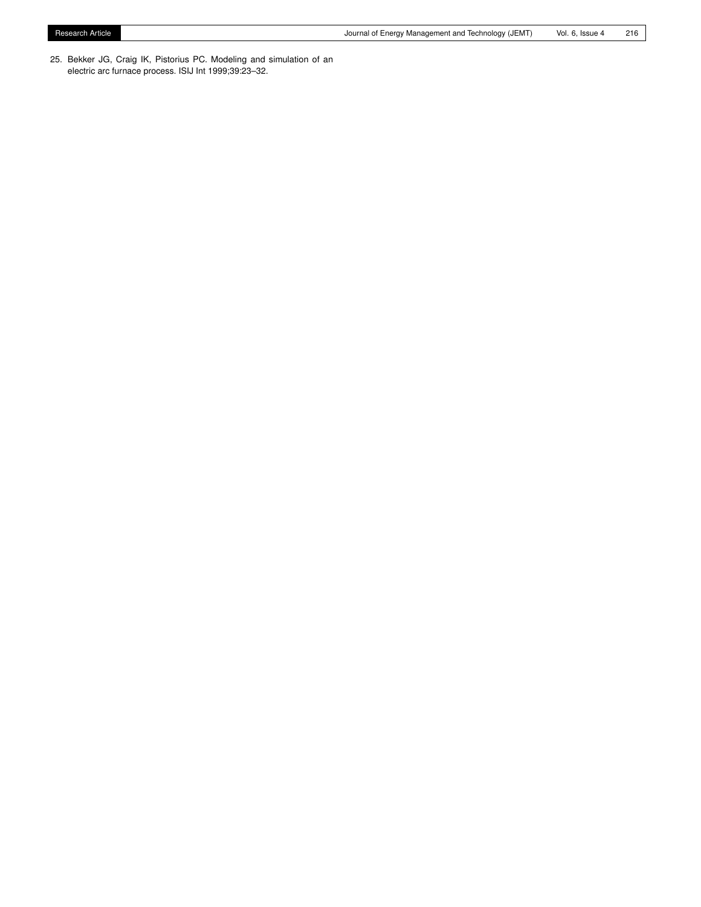25. Bekker JG, Craig IK, Pistorius PC. Modeling and simulation of an electric arc furnace process. ISIJ Int 1999;39:23–32.